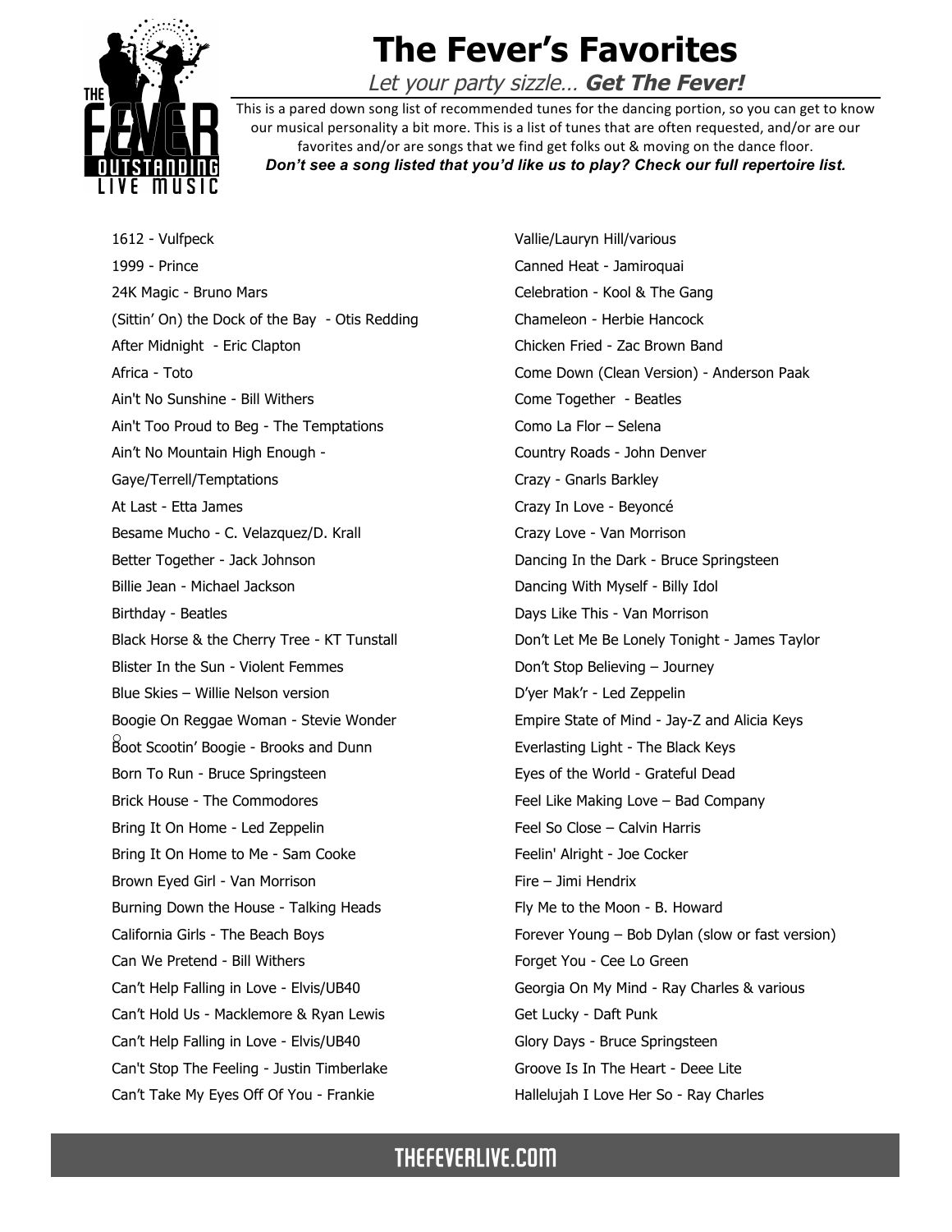# The Fever's Favorites

*Let your party sizzle… **Get The Fever!***

This is a pared down song list of recommended tunes for the dancing portion, so you can get to know our musical personality a bit more. This is a list of tunes that are often requested, and/or are our favorites and/or are songs that we find get folks out & moving on the dance floor.

***Don't see a song listed that you'd like us to play? Check our full repertoire list.***

1612 - Vulfpeck
1999 - Prince
24K Magic - Bruno Mars
(Sittin' On) the Dock of the Bay - Otis Redding
After Midnight - Eric Clapton
Africa - Toto
Ain't No Sunshine - Bill Withers
Ain't Too Proud to Beg - The Temptations
Ain't No Mountain High Enough - Gaye/Terrell/Temptations
At Last - Etta James
Besame Mucho - C. Velazquez/D. Krall
Better Together - Jack Johnson
Billie Jean - Michael Jackson
Birthday - Beatles
Black Horse & the Cherry Tree - KT Tunstall
Blister In the Sun - Violent Femmes
Blue Skies – Willie Nelson version
Boogie On Reggae Woman - Stevie Wonder
Boot Scootin' Boogie - Brooks and Dunn
Born To Run - Bruce Springsteen
Brick House - The Commodores
Bring It On Home - Led Zeppelin
Bring It On Home to Me - Sam Cooke
Brown Eyed Girl - Van Morrison
Burning Down the House - Talking Heads
California Girls - The Beach Boys
Can We Pretend - Bill Withers
Can't Help Falling in Love - Elvis/UB40
Can't Hold Us - Macklemore & Ryan Lewis
Can't Help Falling in Love - Elvis/UB40
Can't Stop The Feeling - Justin Timberlake
Can't Take My Eyes Off Of You - Frankie Vallie/Lauryn Hill/various
Canned Heat - Jamiroquai
Celebration - Kool & The Gang
Chameleon - Herbie Hancock
Chicken Fried - Zac Brown Band
Come Down (Clean Version) - Anderson Paak
Come Together - Beatles
Como La Flor – Selena
Country Roads - John Denver
Crazy - Gnarls Barkley
Crazy In Love - Beyoncé
Crazy Love - Van Morrison
Dancing In the Dark - Bruce Springsteen
Dancing With Myself - Billy Idol
Days Like This - Van Morrison
Don't Let Me Be Lonely Tonight - James Taylor
Don't Stop Believing – Journey
D'yer Mak'r - Led Zeppelin
Empire State of Mind - Jay-Z and Alicia Keys
Everlasting Light - The Black Keys
Eyes of the World - Grateful Dead
Feel Like Making Love – Bad Company
Feel So Close – Calvin Harris
Feelin' Alright - Joe Cocker
Fire – Jimi Hendrix
Fly Me to the Moon - B. Howard
Forever Young – Bob Dylan (slow or fast version)
Forget You - Cee Lo Green
Georgia On My Mind - Ray Charles & various
Get Lucky - Daft Punk
Glory Days - Bruce Springsteen
Groove Is In The Heart - Deee Lite
Hallelujah I Love Her So - Ray Charles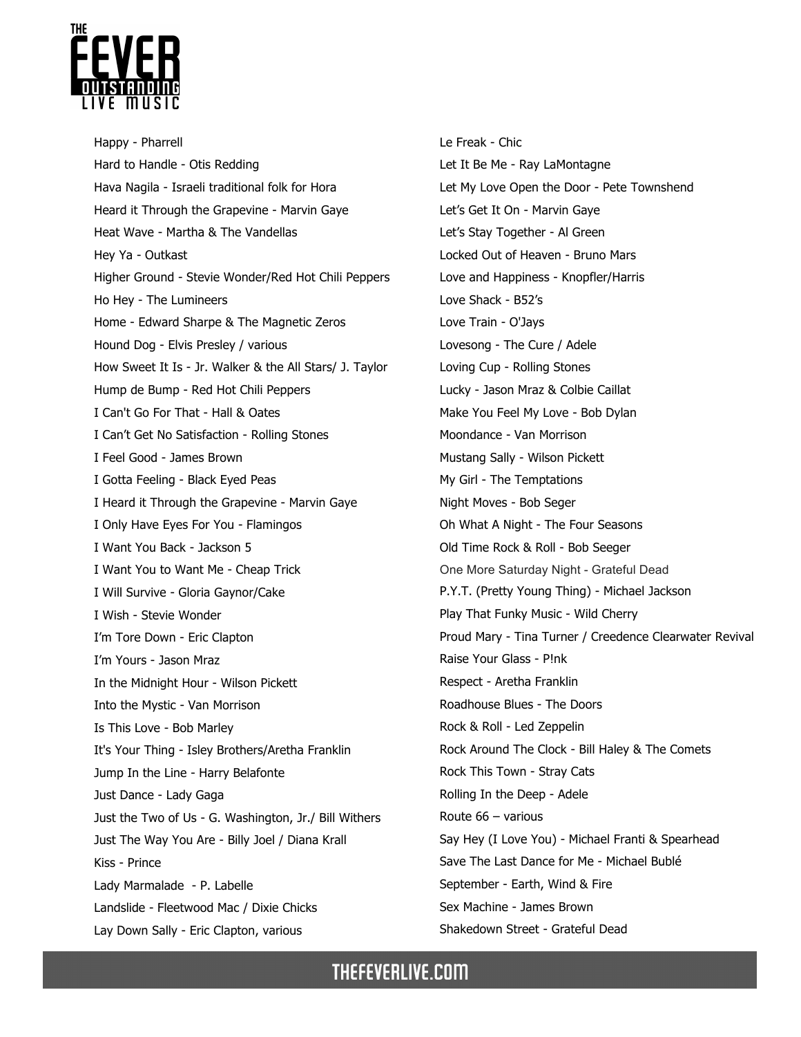- Happy - Pharrell
- Hard to Handle - Otis Redding
- Hava Nagila - Israeli traditional folk for Hora
- Heard it Through the Grapevine - Marvin Gaye
- Heat Wave - Martha & The Vandellas
- Hey Ya - Outkast
- Higher Ground - Stevie Wonder/Red Hot Chili Peppers
- Ho Hey - The Lumineers
- Home - Edward Sharpe & The Magnetic Zeros
- Hound Dog - Elvis Presley / various
- How Sweet It Is - Jr. Walker & the All Stars/ J. Taylor
- Hump de Bump - Red Hot Chili Peppers
- I Can't Go For That - Hall & Oates
- I Can't Get No Satisfaction - Rolling Stones
- I Feel Good - James Brown
- I Gotta Feeling - Black Eyed Peas
- I Heard it Through the Grapevine - Marvin Gaye
- I Only Have Eyes For You - Flamingos
- I Want You Back - Jackson 5
- I Want You to Want Me - Cheap Trick
- I Will Survive - Gloria Gaynor/Cake
- I Wish - Stevie Wonder
- I'm Tore Down - Eric Clapton
- I'm Yours - Jason Mraz
- In the Midnight Hour - Wilson Pickett
- Into the Mystic - Van Morrison
- Is This Love - Bob Marley
- It's Your Thing - Isley Brothers/Aretha Franklin
- Jump In the Line - Harry Belafonte
- Just Dance - Lady Gaga
- Just the Two of Us - G. Washington, Jr./ Bill Withers
- Just The Way You Are - Billy Joel / Diana Krall
- Kiss - Prince
- Lady Marmalade - P. Labelle
- Landslide - Fleetwood Mac / Dixie Chicks
- Lay Down Sally - Eric Clapton, various
- Le Freak - Chic
- Let It Be Me - Ray LaMontagne
- Let My Love Open the Door - Pete Townshend
- Let's Get It On - Marvin Gaye
- Let's Stay Together - Al Green
- Locked Out of Heaven - Bruno Mars
- Love and Happiness - Knopfler/Harris
- Love Shack - B52's
- Love Train - O'Jays
- Lovesong - The Cure / Adele
- Loving Cup - Rolling Stones
- Lucky - Jason Mraz & Colbie Caillat
- Make You Feel My Love - Bob Dylan
- Moondance - Van Morrison
- Mustang Sally - Wilson Pickett
- My Girl - The Temptations
- Night Moves - Bob Seger
- Oh What A Night - The Four Seasons
- Old Time Rock & Roll - Bob Seeger
- One More Saturday Night - Grateful Dead
- P.Y.T. (Pretty Young Thing) - Michael Jackson
- Play That Funky Music - Wild Cherry
- Proud Mary - Tina Turner / Creedence Clearwater Revival
- Raise Your Glass - P!nk
- Respect - Aretha Franklin
- Roadhouse Blues - The Doors
- Rock & Roll - Led Zeppelin
- Rock Around The Clock - Bill Haley & The Comets
- Rock This Town - Stray Cats
- Rolling In the Deep - Adele
- Route 66 – various
- Say Hey (I Love You) - Michael Franti & Spearhead
- Save The Last Dance for Me - Michael Bublé
- September - Earth, Wind & Fire
- Sex Machine - James Brown
- Shakedown Street - Grateful Dead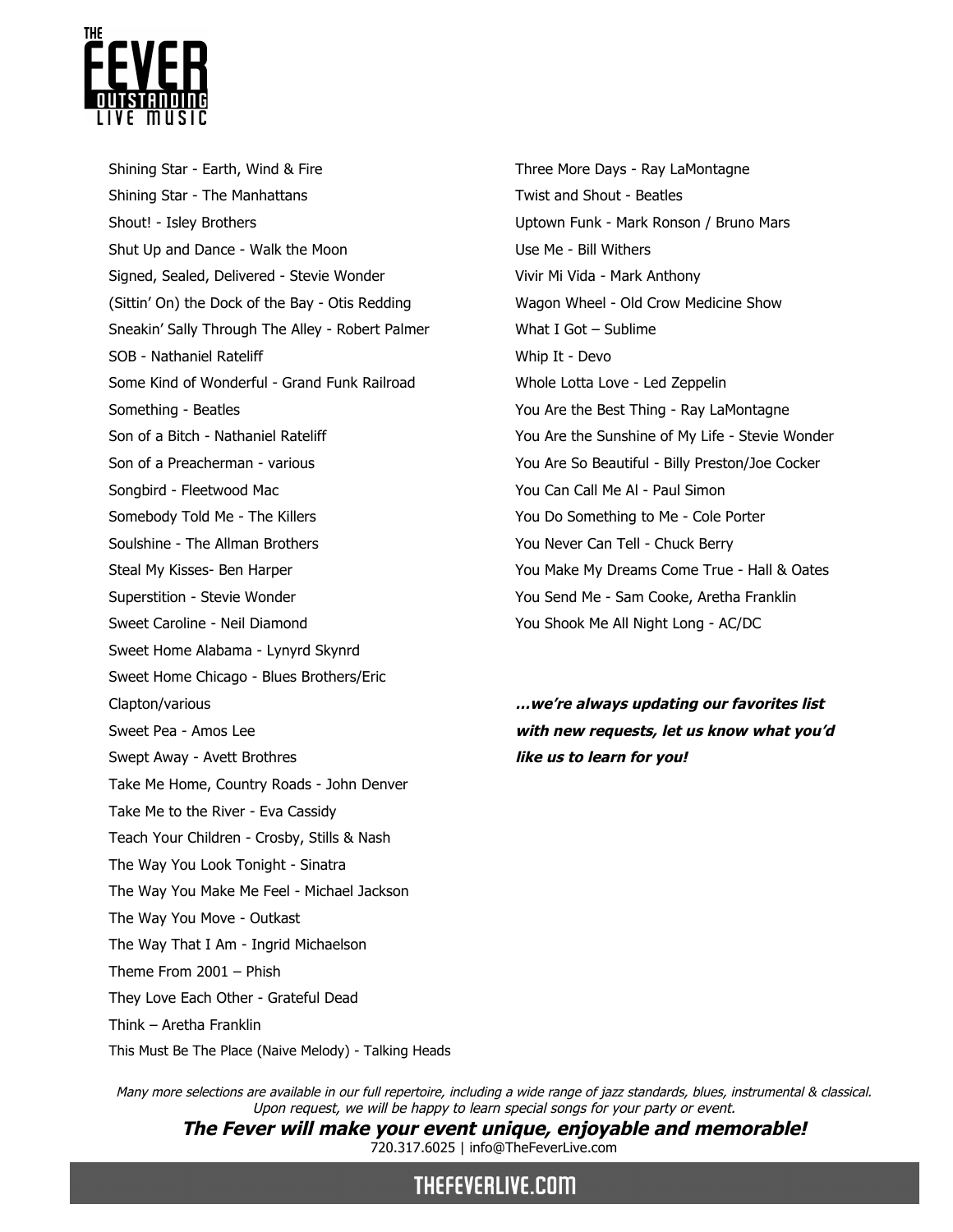Shining Star - Earth, Wind & Fire
Shining Star - The Manhattans
Shout! - Isley Brothers
Shut Up and Dance - Walk the Moon
Signed, Sealed, Delivered - Stevie Wonder
(Sittin' On) the Dock of the Bay - Otis Redding
Sneakin' Sally Through The Alley - Robert Palmer
SOB - Nathaniel Rateliff
Some Kind of Wonderful - Grand Funk Railroad
Something - Beatles
Son of a Bitch - Nathaniel Rateliff
Son of a Preacherman - various
Songbird - Fleetwood Mac
Somebody Told Me - The Killers
Soulshine - The Allman Brothers
Steal My Kisses- Ben Harper
Superstition - Stevie Wonder
Sweet Caroline - Neil Diamond
Sweet Home Alabama - Lynyrd Skynrd
Sweet Home Chicago - Blues Brothers/Eric Clapton/various
Sweet Pea - Amos Lee
Swept Away - Avett Brothres
Take Me Home, Country Roads - John Denver
Take Me to the River - Eva Cassidy
Teach Your Children - Crosby, Stills & Nash
The Way You Look Tonight - Sinatra
The Way You Make Me Feel - Michael Jackson
The Way You Move - Outkast
The Way That I Am - Ingrid Michaelson
Theme From 2001 – Phish
They Love Each Other - Grateful Dead
Think – Aretha Franklin
This Must Be The Place (Naive Melody) - Talking Heads
Three More Days - Ray LaMontagne
Twist and Shout - Beatles
Uptown Funk - Mark Ronson / Bruno Mars
Use Me - Bill Withers
Vivir Mi Vida - Mark Anthony
Wagon Wheel - Old Crow Medicine Show
What I Got – Sublime
Whip It - Devo
Whole Lotta Love - Led Zeppelin
You Are the Best Thing - Ray LaMontagne
You Are the Sunshine of My Life - Stevie Wonder
You Are So Beautiful - Billy Preston/Joe Cocker
You Can Call Me Al - Paul Simon
You Do Something to Me - Cole Porter
You Never Can Tell - Chuck Berry
You Make My Dreams Come True - Hall & Oates
You Send Me - Sam Cooke, Aretha Franklin
You Shook Me All Night Long - AC/DC

***…we're always updating our favorites list with new requests, let us know what you'd like us to learn for you!***

*Many more selections are available in our full repertoire, including a wide range of jazz standards, blues, instrumental & classical. Upon request, we will be happy to learn special songs for your party or event.*

***The Fever will make your event unique, enjoyable and memorable!***

720.317.6025 | info@TheFeverLive.com

THEFEVERLIVE.COM